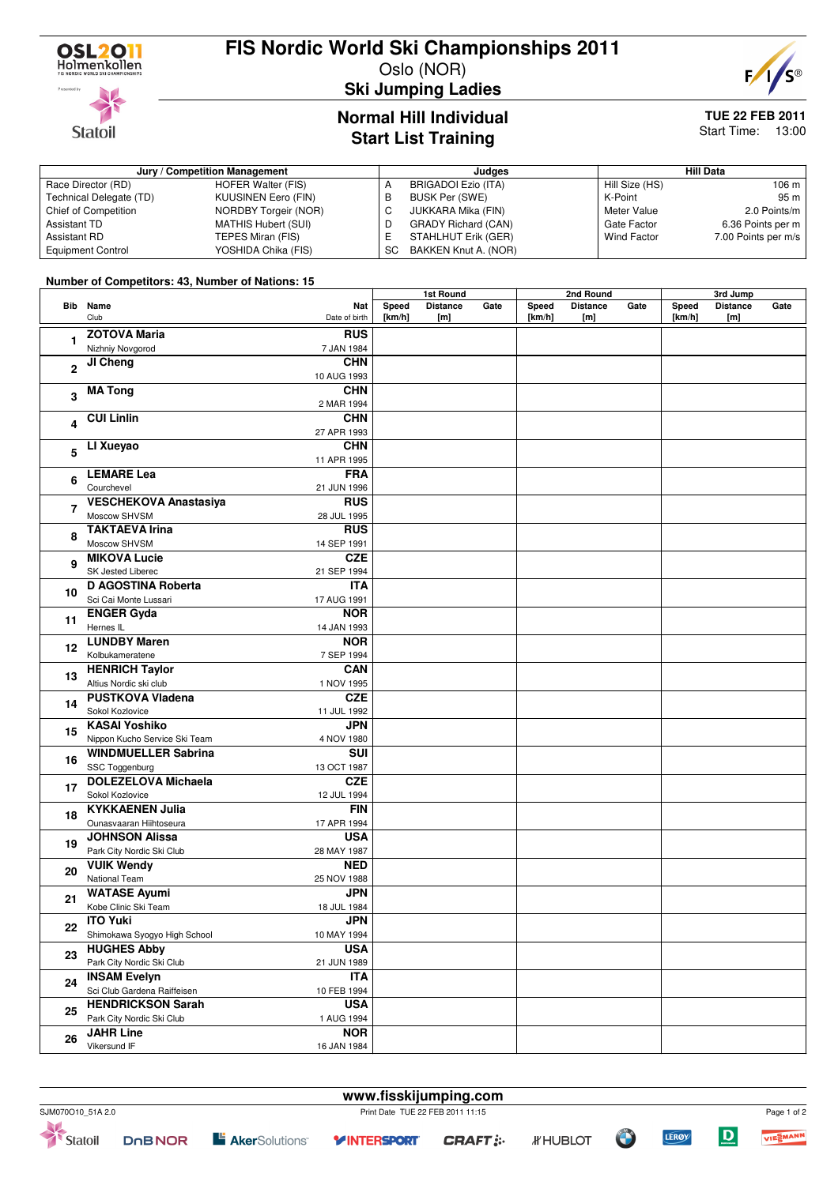# FIS Nordic World Ski Championships 2011

Oslo (NOR)

## Ski Jumping Ladies

### Normal Hill Individual
### Start List Training

**TUE 22 FEB 2011**
Start Time: 13:00

| Jury / Competition Management | | Judges | | Hill Data | |
|---|---|---|---|---|---|
| Race Director (RD) | HOFER Walter (FIS) | A | BRIGADOI Ezio (ITA) | Hill Size (HS) | 106 m |
| Technical Delegate (TD) | KUUSINEN Eero (FIN) | B | BUSK Per (SWE) | K-Point | 95 m |
| Chief of Competition | NORDBY Torgeir (NOR) | C | JUKKARA Mika (FIN) | Meter Value | 2.0 Points/m |
| Assistant TD | MATHIS Hubert (SUI) | D | GRADY Richard (CAN) | Gate Factor | 6.36 Points per m |
| Assistant RD | TEPES Miran (FIS) | E | STAHLHUT Erik (GER) | Wind Factor | 7.00 Points per m/s |
| Equipment Control | YOSHIDA Chika (FIS) | SC | BAKKEN Knut A. (NOR) | | |

**Number of Competitors: 43, Number of Nations: 15**

| Bib | Name / Club | Nat / Date of birth | 1st Round Speed [km/h] | 1st Round Distance [m] | 1st Round Gate | 2nd Round Speed [km/h] | 2nd Round Distance [m] | 2nd Round Gate | 3rd Jump Speed [km/h] | 3rd Jump Distance [m] | 3rd Jump Gate |
|---|---|---|---|---|---|---|---|---|---|---|---|
| 1 | **ZOTOVA Maria** Nizhniy Novgorod | **RUS** 7 JAN 1984 | | | | | | | | | |
| 2 | **JI Cheng** | **CHN** 10 AUG 1993 | | | | | | | | | |
| 3 | **MA Tong** | **CHN** 2 MAR 1994 | | | | | | | | | |
| 4 | **CUI Linlin** | **CHN** 27 APR 1993 | | | | | | | | | |
| 5 | **LI Xueyao** | **CHN** 11 APR 1995 | | | | | | | | | |
| 6 | **LEMARE Lea** Courchevel | **FRA** 21 JUN 1996 | | | | | | | | | |
| 7 | **VESCHEKOVA Anastasiya** Moscow SHVSM | **RUS** 28 JUL 1995 | | | | | | | | | |
| 8 | **TAKTAEVA Irina** Moscow SHVSM | **RUS** 14 SEP 1991 | | | | | | | | | |
| 9 | **MIKOVA Lucie** SK Jested Liberec | **CZE** 21 SEP 1994 | | | | | | | | | |
| 10 | **D AGOSTINA Roberta** Sci Cai Monte Lussari | **ITA** 17 AUG 1991 | | | | | | | | | |
| 11 | **ENGER Gyda** Hernes IL | **NOR** 14 JAN 1993 | | | | | | | | | |
| 12 | **LUNDBY Maren** Kolbukameratene | **NOR** 7 SEP 1994 | | | | | | | | | |
| 13 | **HENRICH Taylor** Altius Nordic ski club | **CAN** 1 NOV 1995 | | | | | | | | | |
| 14 | **PUSTKOVA Vladena** Sokol Kozlovice | **CZE** 11 JUL 1992 | | | | | | | | | |
| 15 | **KASAI Yoshiko** Nippon Kucho Service Ski Team | **JPN** 4 NOV 1980 | | | | | | | | | |
| 16 | **WINDMUELLER Sabrina** SSC Toggenburg | **SUI** 13 OCT 1987 | | | | | | | | | |
| 17 | **DOLEZELOVA Michaela** Sokol Kozlovice | **CZE** 12 JUL 1994 | | | | | | | | | |
| 18 | **KYKKAENEN Julia** Ounasvaaran Hiihtoseura | **FIN** 17 APR 1994 | | | | | | | | | |
| 19 | **JOHNSON Alissa** Park City Nordic Ski Club | **USA** 28 MAY 1987 | | | | | | | | | |
| 20 | **VUIK Wendy** National Team | **NED** 25 NOV 1988 | | | | | | | | | |
| 21 | **WATASE Ayumi** Kobe Clinic Ski Team | **JPN** 18 JUL 1984 | | | | | | | | | |
| 22 | **ITO Yuki** Shimokawa Syogyo High School | **JPN** 10 MAY 1994 | | | | | | | | | |
| 23 | **HUGHES Abby** Park City Nordic Ski Club | **USA** 21 JUN 1989 | | | | | | | | | |
| 24 | **INSAM Evelyn** Sci Club Gardena Raiffeisen | **ITA** 10 FEB 1994 | | | | | | | | | |
| 25 | **HENDRICKSON Sarah** Park City Nordic Ski Club | **USA** 1 AUG 1994 | | | | | | | | | |
| 26 | **JAHR Line** Vikersund IF | **NOR** 16 JAN 1984 | | | | | | | | | |

www.fisskijumping.com

SJM070O10_51A 2.0 — Print Date TUE 22 FEB 2011 11:15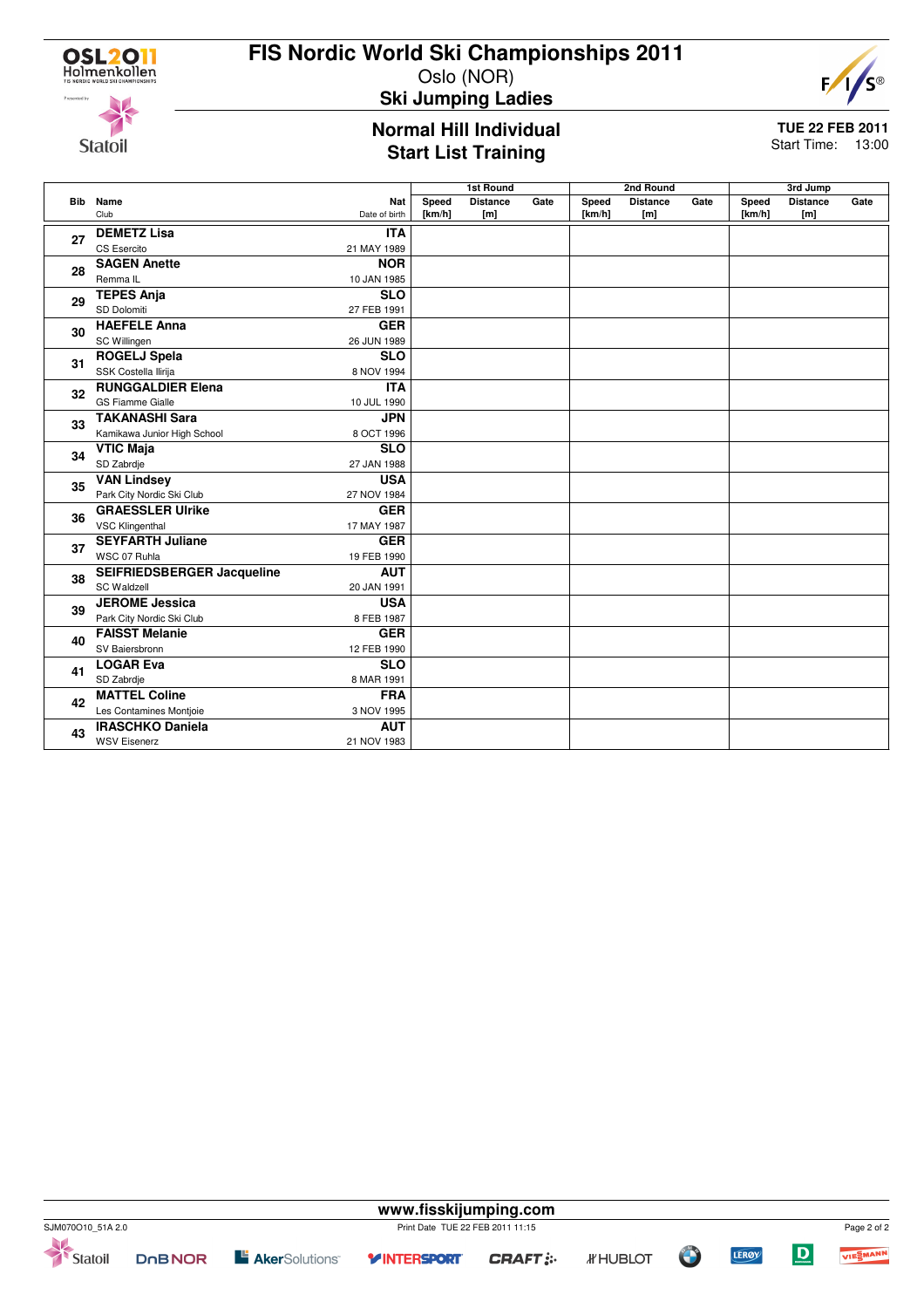# FIS Nordic World Ski Championships 2011

Oslo (NOR)

## Ski Jumping Ladies

### Normal Hill Individual
### Start List Training

TUE 22 FEB 2011
Start Time: 13:00

| Bib | Name / Club | Nat / Date of birth | 1st Round Speed [km/h] | 1st Round Distance [m] | 1st Round Gate | 2nd Round Speed [km/h] | 2nd Round Distance [m] | 2nd Round Gate | 3rd Jump Speed [km/h] | 3rd Jump Distance [m] | 3rd Jump Gate |
|---|---|---|---|---|---|---|---|---|---|---|---|
| 27 | **DEMETZ Lisa** CS Esercito | **ITA** 21 MAY 1989 | | | | | | | | | |
| 28 | **SAGEN Anette** Remma IL | **NOR** 10 JAN 1985 | | | | | | | | | |
| 29 | **TEPES Anja** SD Dolomiti | **SLO** 27 FEB 1991 | | | | | | | | | |
| 30 | **HAEFELE Anna** SC Willingen | **GER** 26 JUN 1989 | | | | | | | | | |
| 31 | **ROGELJ Spela** SSK Costella Ilirija | **SLO** 8 NOV 1994 | | | | | | | | | |
| 32 | **RUNGGALDIER Elena** GS Fiamme Gialle | **ITA** 10 JUL 1990 | | | | | | | | | |
| 33 | **TAKANASHI Sara** Kamikawa Junior High School | **JPN** 8 OCT 1996 | | | | | | | | | |
| 34 | **VTIC Maja** SD Zabrdje | **SLO** 27 JAN 1988 | | | | | | | | | |
| 35 | **VAN Lindsey** Park City Nordic Ski Club | **USA** 27 NOV 1984 | | | | | | | | | |
| 36 | **GRAESSLER Ulrike** VSC Klingenthal | **GER** 17 MAY 1987 | | | | | | | | | |
| 37 | **SEYFARTH Juliane** WSC 07 Ruhla | **GER** 19 FEB 1990 | | | | | | | | | |
| 38 | **SEIFRIEDSBERGER Jacqueline** SC Waldzell | **AUT** 20 JAN 1991 | | | | | | | | | |
| 39 | **JEROME Jessica** Park City Nordic Ski Club | **USA** 8 FEB 1987 | | | | | | | | | |
| 40 | **FAISST Melanie** SV Baiersbronn | **GER** 12 FEB 1990 | | | | | | | | | |
| 41 | **LOGAR Eva** SD Zabrdje | **SLO** 8 MAR 1991 | | | | | | | | | |
| 42 | **MATTEL Coline** Les Contamines Montjoie | **FRA** 3 NOV 1995 | | | | | | | | | |
| 43 | **IRASCHKO Daniela** WSV Eisenerz | **AUT** 21 NOV 1983 | | | | | | | | | |

www.fisskijumping.com

SJM070O10_51A 2.0 Print Date TUE 22 FEB 2011 11:15